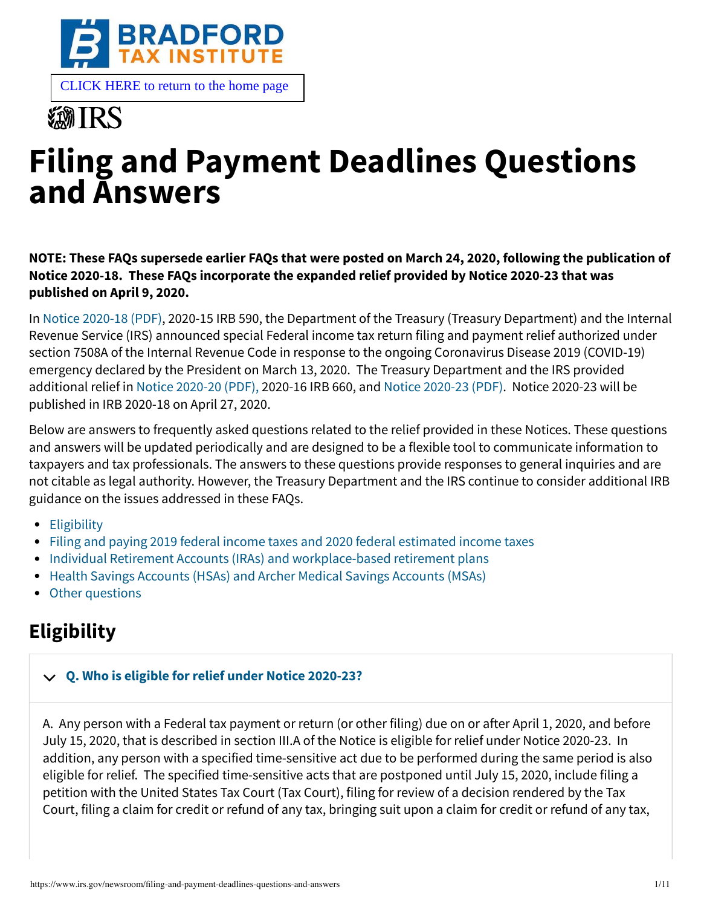BRADFORD TAX INSTITUTE

CLICK HERE to return to the home page

IRS

# Filing and Payment Deadlines Questions and Answers

**NOTE: These FAQs supersede earlier FAQs that were posted on March 24, 2020, following the publication of Notice 2020-18. These FAQs incorporate the expanded relief provided by Notice 2020-23 that was published on April 9, 2020.**

In Notice 2020-18 (PDF), 2020-15 IRB 590, the Department of the Treasury (Treasury Department) and the Internal Revenue Service (IRS) announced special Federal income tax return filing and payment relief authorized under section 7508A of the Internal Revenue Code in response to the ongoing Coronavirus Disease 2019 (COVID-19) emergency declared by the President on March 13, 2020. The Treasury Department and the IRS provided additional relief in Notice 2020-20 (PDF), 2020-16 IRB 660, and Notice 2020-23 (PDF). Notice 2020-23 will be published in IRB 2020-18 on April 27, 2020.

Below are answers to frequently asked questions related to the relief provided in these Notices. These questions and answers will be updated periodically and are designed to be a flexible tool to communicate information to taxpayers and tax professionals. The answers to these questions provide responses to general inquiries and are not citable as legal authority. However, the Treasury Department and the IRS continue to consider additional IRB guidance on the issues addressed in these FAQs.

- Eligibility
- Filing and paying 2019 federal income taxes and 2020 federal estimated income taxes
- Individual Retirement Accounts (IRAs) and workplace-based retirement plans
- Health Savings Accounts (HSAs) and Archer Medical Savings Accounts (MSAs)
- Other questions

## Eligibility

### Q. Who is eligible for relief under Notice 2020-23?

A. Any person with a Federal tax payment or return (or other filing) due on or after April 1, 2020, and before July 15, 2020, that is described in section III.A of the Notice is eligible for relief under Notice 2020-23. In addition, any person with a specified time-sensitive act due to be performed during the same period is also eligible for relief. The specified time-sensitive acts that are postponed until July 15, 2020, include filing a petition with the United States Tax Court (Tax Court), filing for review of a decision rendered by the Tax Court, filing a claim for credit or refund of any tax, bringing suit upon a claim for credit or refund of any tax,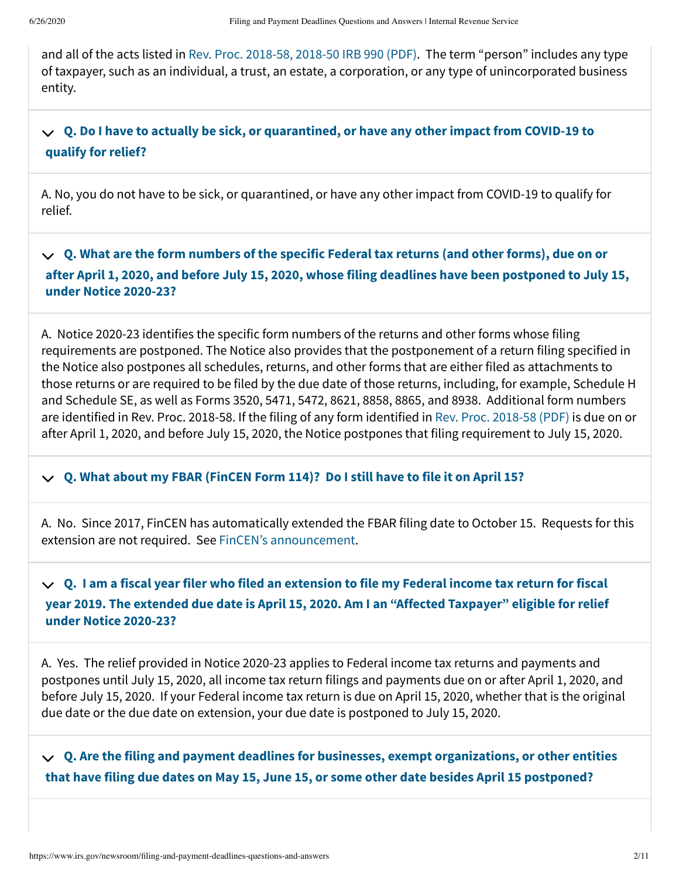and all of the acts listed in Rev. Proc. 2018-58, 2018-50 IRB 990 (PDF). The term "person" includes any type of taxpayer, such as an individual, a trust, an estate, a corporation, or any type of unincorporated business entity.

### Q. Do I have to actually be sick, or quarantined, or have any other impact from COVID-19 to qualify for relief?

A. No, you do not have to be sick, or quarantined, or have any other impact from COVID-19 to qualify for relief.

### Q. What are the form numbers of the specific Federal tax returns (and other forms), due on or after April 1, 2020, and before July 15, 2020, whose filing deadlines have been postponed to July 15, under Notice 2020-23?

A. Notice 2020-23 identifies the specific form numbers of the returns and other forms whose filing requirements are postponed. The Notice also provides that the postponement of a return filing specified in the Notice also postpones all schedules, returns, and other forms that are either filed as attachments to those returns or are required to be filed by the due date of those returns, including, for example, Schedule H and Schedule SE, as well as Forms 3520, 5471, 5472, 8621, 8858, 8865, and 8938. Additional form numbers are identified in Rev. Proc. 2018-58. If the filing of any form identified in Rev. Proc. 2018-58 (PDF) is due on or after April 1, 2020, and before July 15, 2020, the Notice postpones that filing requirement to July 15, 2020.

### Q. What about my FBAR (FinCEN Form 114)? Do I still have to file it on April 15?

A. No. Since 2017, FinCEN has automatically extended the FBAR filing date to October 15. Requests for this extension are not required. See FinCEN's announcement.

### Q. I am a fiscal year filer who filed an extension to file my Federal income tax return for fiscal year 2019. The extended due date is April 15, 2020. Am I an "Affected Taxpayer" eligible for relief under Notice 2020-23?

A. Yes. The relief provided in Notice 2020-23 applies to Federal income tax returns and payments and postpones until July 15, 2020, all income tax return filings and payments due on or after April 1, 2020, and before July 15, 2020. If your Federal income tax return is due on April 15, 2020, whether that is the original due date or the due date on extension, your due date is postponed to July 15, 2020.

### Q. Are the filing and payment deadlines for businesses, exempt organizations, or other entities that have filing due dates on May 15, June 15, or some other date besides April 15 postponed?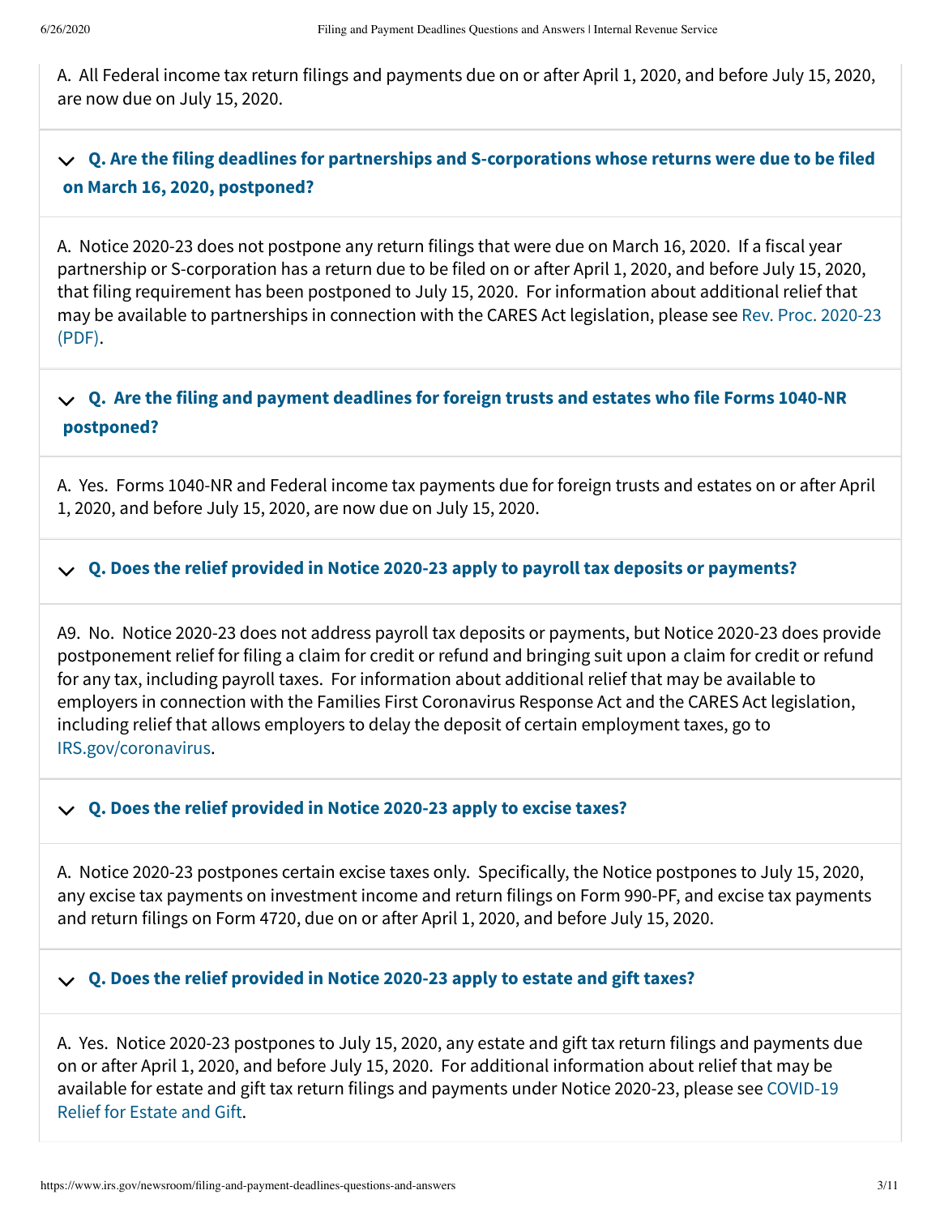A. All Federal income tax return filings and payments due on or after April 1, 2020, and before July 15, 2020, are now due on July 15, 2020.

### Q. Are the filing deadlines for partnerships and S-corporations whose returns were due to be filed on March 16, 2020, postponed?

A. Notice 2020-23 does not postpone any return filings that were due on March 16, 2020. If a fiscal year partnership or S-corporation has a return due to be filed on or after April 1, 2020, and before July 15, 2020, that filing requirement has been postponed to July 15, 2020. For information about additional relief that may be available to partnerships in connection with the CARES Act legislation, please see Rev. Proc. 2020-23 (PDF).

### Q. Are the filing and payment deadlines for foreign trusts and estates who file Forms 1040-NR postponed?

A. Yes. Forms 1040-NR and Federal income tax payments due for foreign trusts and estates on or after April 1, 2020, and before July 15, 2020, are now due on July 15, 2020.

### Q. Does the relief provided in Notice 2020-23 apply to payroll tax deposits or payments?

A9. No. Notice 2020-23 does not address payroll tax deposits or payments, but Notice 2020-23 does provide postponement relief for filing a claim for credit or refund and bringing suit upon a claim for credit or refund for any tax, including payroll taxes. For information about additional relief that may be available to employers in connection with the Families First Coronavirus Response Act and the CARES Act legislation, including relief that allows employers to delay the deposit of certain employment taxes, go to IRS.gov/coronavirus.

### Q. Does the relief provided in Notice 2020-23 apply to excise taxes?

A. Notice 2020-23 postpones certain excise taxes only. Specifically, the Notice postpones to July 15, 2020, any excise tax payments on investment income and return filings on Form 990-PF, and excise tax payments and return filings on Form 4720, due on or after April 1, 2020, and before July 15, 2020.

### Q. Does the relief provided in Notice 2020-23 apply to estate and gift taxes?

A. Yes. Notice 2020-23 postpones to July 15, 2020, any estate and gift tax return filings and payments due on or after April 1, 2020, and before July 15, 2020. For additional information about relief that may be available for estate and gift tax return filings and payments under Notice 2020-23, please see COVID-19 Relief for Estate and Gift.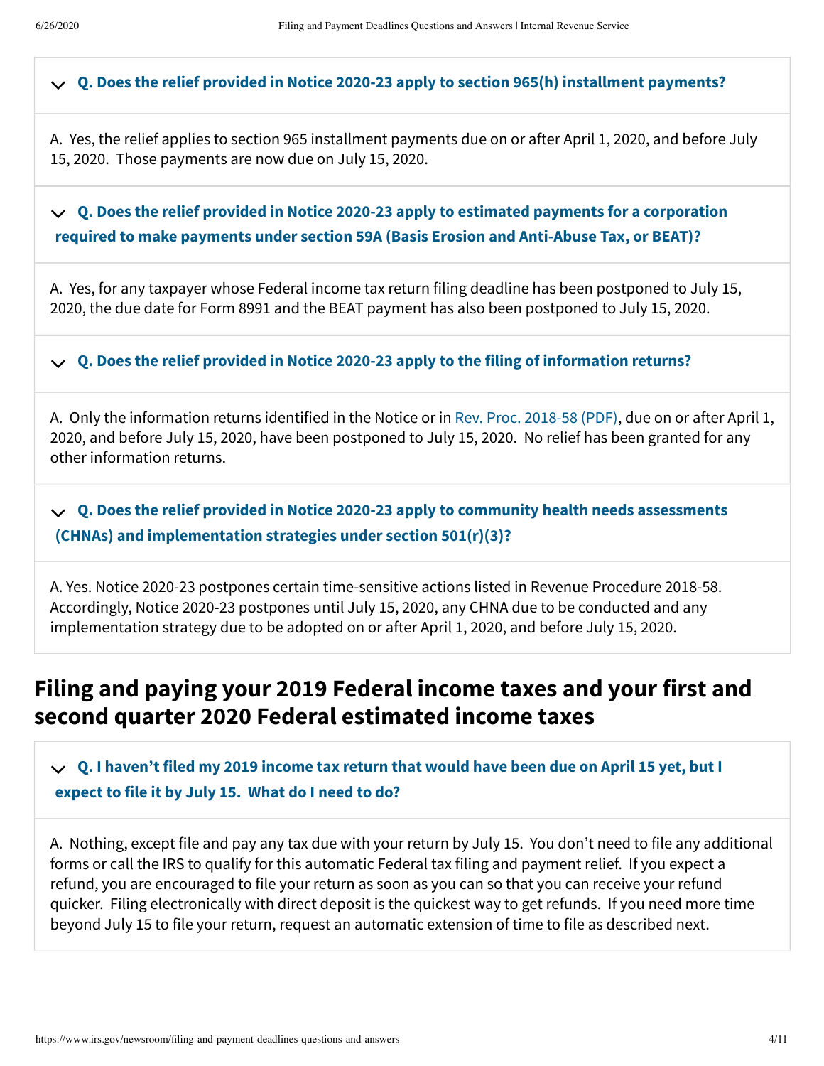### Q. Does the relief provided in Notice 2020-23 apply to section 965(h) installment payments?

A. Yes, the relief applies to section 965 installment payments due on or after April 1, 2020, and before July 15, 2020. Those payments are now due on July 15, 2020.

### Q. Does the relief provided in Notice 2020-23 apply to estimated payments for a corporation required to make payments under section 59A (Basis Erosion and Anti-Abuse Tax, or BEAT)?

A. Yes, for any taxpayer whose Federal income tax return filing deadline has been postponed to July 15, 2020, the due date for Form 8991 and the BEAT payment has also been postponed to July 15, 2020.

### Q. Does the relief provided in Notice 2020-23 apply to the filing of information returns?

A. Only the information returns identified in the Notice or in Rev. Proc. 2018-58 (PDF), due on or after April 1, 2020, and before July 15, 2020, have been postponed to July 15, 2020. No relief has been granted for any other information returns.

### Q. Does the relief provided in Notice 2020-23 apply to community health needs assessments (CHNAs) and implementation strategies under section 501(r)(3)?

A. Yes. Notice 2020-23 postpones certain time-sensitive actions listed in Revenue Procedure 2018-58. Accordingly, Notice 2020-23 postpones until July 15, 2020, any CHNA due to be conducted and any implementation strategy due to be adopted on or after April 1, 2020, and before July 15, 2020.

## Filing and paying your 2019 Federal income taxes and your first and second quarter 2020 Federal estimated income taxes

### Q. I haven't filed my 2019 income tax return that would have been due on April 15 yet, but I expect to file it by July 15. What do I need to do?

A. Nothing, except file and pay any tax due with your return by July 15. You don't need to file any additional forms or call the IRS to qualify for this automatic Federal tax filing and payment relief. If you expect a refund, you are encouraged to file your return as soon as you can so that you can receive your refund quicker. Filing electronically with direct deposit is the quickest way to get refunds. If you need more time beyond July 15 to file your return, request an automatic extension of time to file as described next.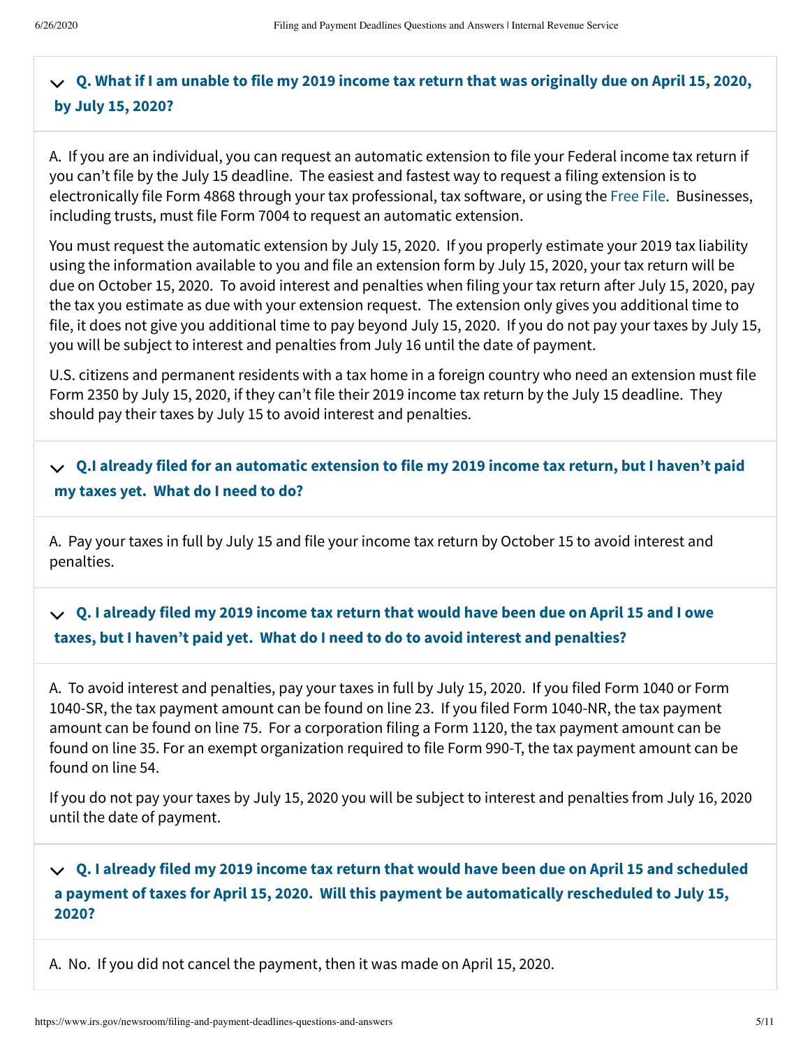### Q. What if I am unable to file my 2019 income tax return that was originally due on April 15, 2020, by July 15, 2020?

A. If you are an individual, you can request an automatic extension to file your Federal income tax return if you can't file by the July 15 deadline. The easiest and fastest way to request a filing extension is to electronically file Form 4868 through your tax professional, tax software, or using the Free File. Businesses, including trusts, must file Form 7004 to request an automatic extension.

You must request the automatic extension by July 15, 2020. If you properly estimate your 2019 tax liability using the information available to you and file an extension form by July 15, 2020, your tax return will be due on October 15, 2020. To avoid interest and penalties when filing your tax return after July 15, 2020, pay the tax you estimate as due with your extension request. The extension only gives you additional time to file, it does not give you additional time to pay beyond July 15, 2020. If you do not pay your taxes by July 15, you will be subject to interest and penalties from July 16 until the date of payment.

U.S. citizens and permanent residents with a tax home in a foreign country who need an extension must file Form 2350 by July 15, 2020, if they can't file their 2019 income tax return by the July 15 deadline. They should pay their taxes by July 15 to avoid interest and penalties.

### Q.I already filed for an automatic extension to file my 2019 income tax return, but I haven't paid my taxes yet. What do I need to do?

A. Pay your taxes in full by July 15 and file your income tax return by October 15 to avoid interest and penalties.

### Q. I already filed my 2019 income tax return that would have been due on April 15 and I owe taxes, but I haven't paid yet. What do I need to do to avoid interest and penalties?

A. To avoid interest and penalties, pay your taxes in full by July 15, 2020. If you filed Form 1040 or Form 1040-SR, the tax payment amount can be found on line 23. If you filed Form 1040-NR, the tax payment amount can be found on line 75. For a corporation filing a Form 1120, the tax payment amount can be found on line 35. For an exempt organization required to file Form 990-T, the tax payment amount can be found on line 54.

If you do not pay your taxes by July 15, 2020 you will be subject to interest and penalties from July 16, 2020 until the date of payment.

### Q. I already filed my 2019 income tax return that would have been due on April 15 and scheduled a payment of taxes for April 15, 2020. Will this payment be automatically rescheduled to July 15, 2020?

A. No. If you did not cancel the payment, then it was made on April 15, 2020.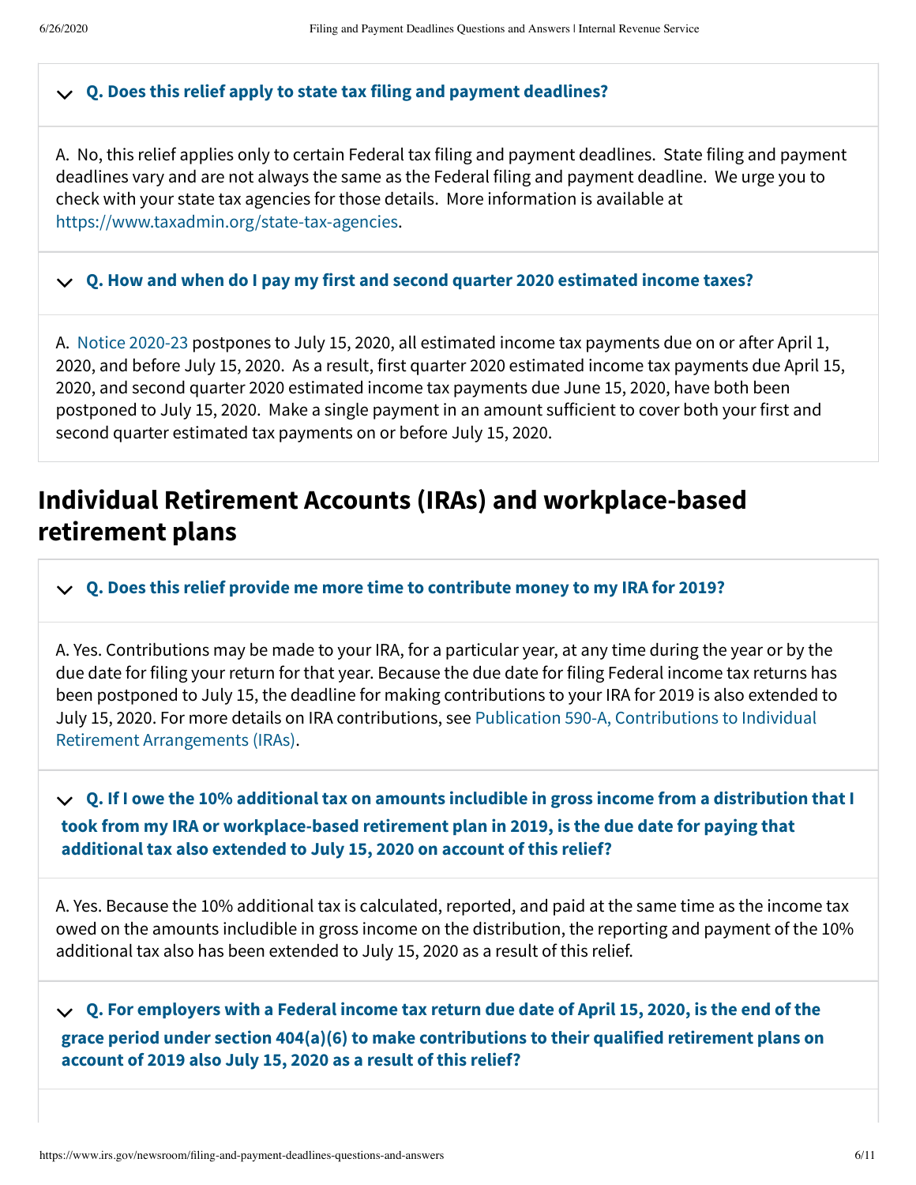**Q. Does this relief apply to state tax filing and payment deadlines?**

A. No, this relief applies only to certain Federal tax filing and payment deadlines. State filing and payment deadlines vary and are not always the same as the Federal filing and payment deadline. We urge you to check with your state tax agencies for those details. More information is available at https://www.taxadmin.org/state-tax-agencies.

**Q. How and when do I pay my first and second quarter 2020 estimated income taxes?**

A. Notice 2020-23 postpones to July 15, 2020, all estimated income tax payments due on or after April 1, 2020, and before July 15, 2020. As a result, first quarter 2020 estimated income tax payments due April 15, 2020, and second quarter 2020 estimated income tax payments due June 15, 2020, have both been postponed to July 15, 2020. Make a single payment in an amount sufficient to cover both your first and second quarter estimated tax payments on or before July 15, 2020.

## Individual Retirement Accounts (IRAs) and workplace-based retirement plans

**Q. Does this relief provide me more time to contribute money to my IRA for 2019?**

A. Yes. Contributions may be made to your IRA, for a particular year, at any time during the year or by the due date for filing your return for that year. Because the due date for filing Federal income tax returns has been postponed to July 15, the deadline for making contributions to your IRA for 2019 is also extended to July 15, 2020. For more details on IRA contributions, see Publication 590-A, Contributions to Individual Retirement Arrangements (IRAs).

**Q. If I owe the 10% additional tax on amounts includible in gross income from a distribution that I took from my IRA or workplace-based retirement plan in 2019, is the due date for paying that additional tax also extended to July 15, 2020 on account of this relief?**

A. Yes. Because the 10% additional tax is calculated, reported, and paid at the same time as the income tax owed on the amounts includible in gross income on the distribution, the reporting and payment of the 10% additional tax also has been extended to July 15, 2020 as a result of this relief.

**Q. For employers with a Federal income tax return due date of April 15, 2020, is the end of the grace period under section 404(a)(6) to make contributions to their qualified retirement plans on account of 2019 also July 15, 2020 as a result of this relief?**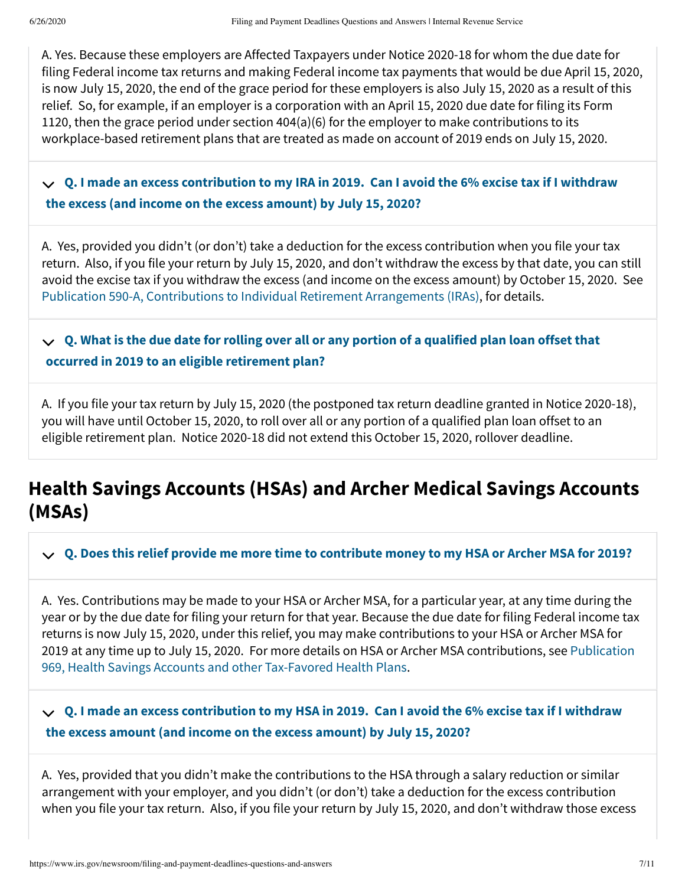A. Yes. Because these employers are Affected Taxpayers under Notice 2020-18 for whom the due date for filing Federal income tax returns and making Federal income tax payments that would be due April 15, 2020, is now July 15, 2020, the end of the grace period for these employers is also July 15, 2020 as a result of this relief. So, for example, if an employer is a corporation with an April 15, 2020 due date for filing its Form 1120, then the grace period under section 404(a)(6) for the employer to make contributions to its workplace-based retirement plans that are treated as made on account of 2019 ends on July 15, 2020.

**Q. I made an excess contribution to my IRA in 2019. Can I avoid the 6% excise tax if I withdraw the excess (and income on the excess amount) by July 15, 2020?**

A. Yes, provided you didn't (or don't) take a deduction for the excess contribution when you file your tax return. Also, if you file your return by July 15, 2020, and don't withdraw the excess by that date, you can still avoid the excise tax if you withdraw the excess (and income on the excess amount) by October 15, 2020. See Publication 590-A, Contributions to Individual Retirement Arrangements (IRAs), for details.

**Q. What is the due date for rolling over all or any portion of a qualified plan loan offset that occurred in 2019 to an eligible retirement plan?**

A. If you file your tax return by July 15, 2020 (the postponed tax return deadline granted in Notice 2020-18), you will have until October 15, 2020, to roll over all or any portion of a qualified plan loan offset to an eligible retirement plan. Notice 2020-18 did not extend this October 15, 2020, rollover deadline.

## Health Savings Accounts (HSAs) and Archer Medical Savings Accounts (MSAs)

**Q. Does this relief provide me more time to contribute money to my HSA or Archer MSA for 2019?**

A. Yes. Contributions may be made to your HSA or Archer MSA, for a particular year, at any time during the year or by the due date for filing your return for that year. Because the due date for filing Federal income tax returns is now July 15, 2020, under this relief, you may make contributions to your HSA or Archer MSA for 2019 at any time up to July 15, 2020. For more details on HSA or Archer MSA contributions, see Publication 969, Health Savings Accounts and other Tax-Favored Health Plans.

**Q. I made an excess contribution to my HSA in 2019. Can I avoid the 6% excise tax if I withdraw the excess amount (and income on the excess amount) by July 15, 2020?**

A. Yes, provided that you didn't make the contributions to the HSA through a salary reduction or similar arrangement with your employer, and you didn't (or don't) take a deduction for the excess contribution when you file your tax return. Also, if you file your return by July 15, 2020, and don't withdraw those excess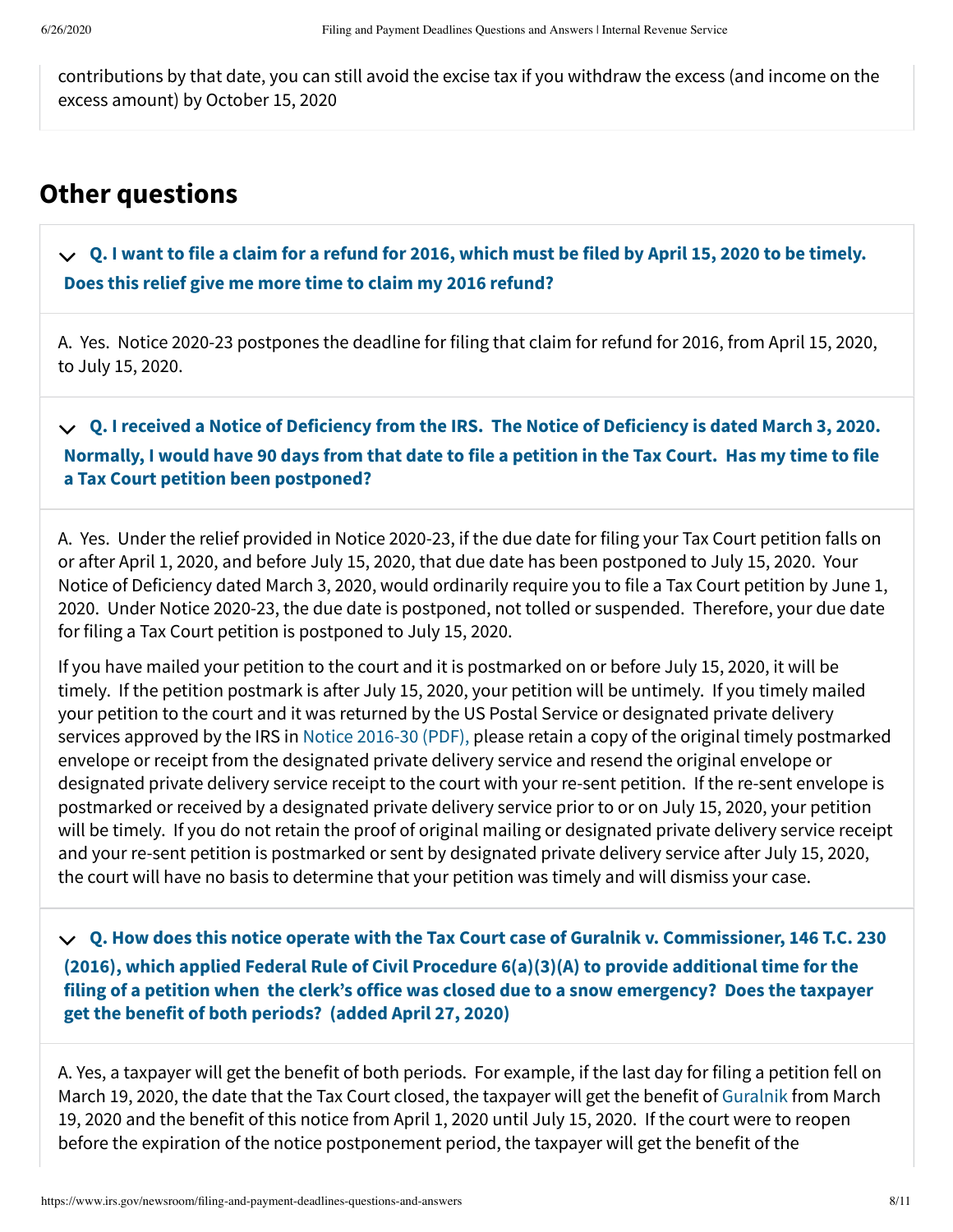contributions by that date, you can still avoid the excise tax if you withdraw the excess (and income on the excess amount) by October 15, 2020

## Other questions

### Q. I want to file a claim for a refund for 2016, which must be filed by April 15, 2020 to be timely. Does this relief give me more time to claim my 2016 refund?

A. Yes. Notice 2020-23 postpones the deadline for filing that claim for refund for 2016, from April 15, 2020, to July 15, 2020.

### Q. I received a Notice of Deficiency from the IRS. The Notice of Deficiency is dated March 3, 2020. Normally, I would have 90 days from that date to file a petition in the Tax Court. Has my time to file a Tax Court petition been postponed?

A. Yes. Under the relief provided in Notice 2020-23, if the due date for filing your Tax Court petition falls on or after April 1, 2020, and before July 15, 2020, that due date has been postponed to July 15, 2020. Your Notice of Deficiency dated March 3, 2020, would ordinarily require you to file a Tax Court petition by June 1, 2020. Under Notice 2020-23, the due date is postponed, not tolled or suspended. Therefore, your due date for filing a Tax Court petition is postponed to July 15, 2020.

If you have mailed your petition to the court and it is postmarked on or before July 15, 2020, it will be timely. If the petition postmark is after July 15, 2020, your petition will be untimely. If you timely mailed your petition to the court and it was returned by the US Postal Service or designated private delivery services approved by the IRS in Notice 2016-30 (PDF), please retain a copy of the original timely postmarked envelope or receipt from the designated private delivery service and resend the original envelope or designated private delivery service receipt to the court with your re-sent petition. If the re-sent envelope is postmarked or received by a designated private delivery service prior to or on July 15, 2020, your petition will be timely. If you do not retain the proof of original mailing or designated private delivery service receipt and your re-sent petition is postmarked or sent by designated private delivery service after July 15, 2020, the court will have no basis to determine that your petition was timely and will dismiss your case.

### Q. How does this notice operate with the Tax Court case of Guralnik v. Commissioner, 146 T.C. 230 (2016), which applied Federal Rule of Civil Procedure 6(a)(3)(A) to provide additional time for the filing of a petition when the clerk's office was closed due to a snow emergency? Does the taxpayer get the benefit of both periods? (added April 27, 2020)

A. Yes, a taxpayer will get the benefit of both periods. For example, if the last day for filing a petition fell on March 19, 2020, the date that the Tax Court closed, the taxpayer will get the benefit of Guralnik from March 19, 2020 and the benefit of this notice from April 1, 2020 until July 15, 2020. If the court were to reopen before the expiration of the notice postponement period, the taxpayer will get the benefit of the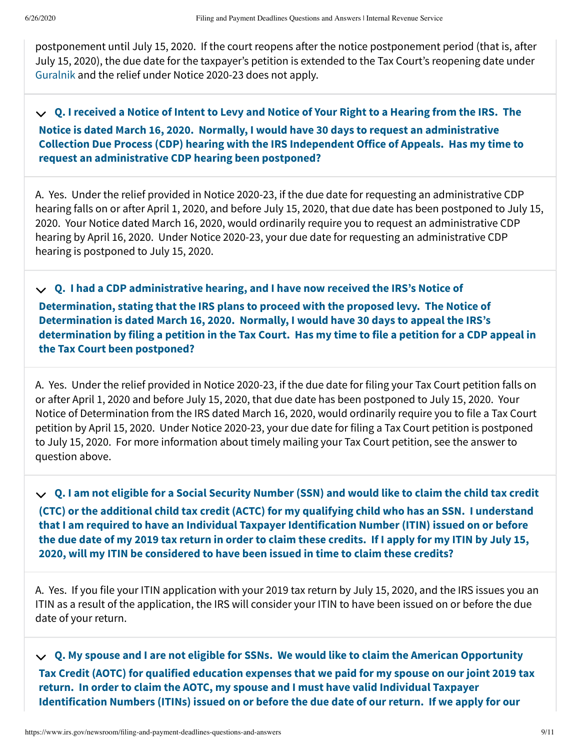postponement until July 15, 2020. If the court reopens after the notice postponement period (that is, after July 15, 2020), the due date for the taxpayer's petition is extended to the Tax Court's reopening date under Guralnik and the relief under Notice 2020-23 does not apply.

**Q. I received a Notice of Intent to Levy and Notice of Your Right to a Hearing from the IRS. The Notice is dated March 16, 2020. Normally, I would have 30 days to request an administrative Collection Due Process (CDP) hearing with the IRS Independent Office of Appeals. Has my time to request an administrative CDP hearing been postponed?**

A. Yes. Under the relief provided in Notice 2020-23, if the due date for requesting an administrative CDP hearing falls on or after April 1, 2020, and before July 15, 2020, that due date has been postponed to July 15, 2020. Your Notice dated March 16, 2020, would ordinarily require you to request an administrative CDP hearing by April 16, 2020. Under Notice 2020-23, your due date for requesting an administrative CDP hearing is postponed to July 15, 2020.

**Q. I had a CDP administrative hearing, and I have now received the IRS's Notice of Determination, stating that the IRS plans to proceed with the proposed levy. The Notice of Determination is dated March 16, 2020. Normally, I would have 30 days to appeal the IRS's determination by filing a petition in the Tax Court. Has my time to file a petition for a CDP appeal in the Tax Court been postponed?**

A. Yes. Under the relief provided in Notice 2020-23, if the due date for filing your Tax Court petition falls on or after April 1, 2020 and before July 15, 2020, that due date has been postponed to July 15, 2020. Your Notice of Determination from the IRS dated March 16, 2020, would ordinarily require you to file a Tax Court petition by April 15, 2020. Under Notice 2020-23, your due date for filing a Tax Court petition is postponed to July 15, 2020. For more information about timely mailing your Tax Court petition, see the answer to question above.

**Q. I am not eligible for a Social Security Number (SSN) and would like to claim the child tax credit (CTC) or the additional child tax credit (ACTC) for my qualifying child who has an SSN. I understand that I am required to have an Individual Taxpayer Identification Number (ITIN) issued on or before the due date of my 2019 tax return in order to claim these credits. If I apply for my ITIN by July 15, 2020, will my ITIN be considered to have been issued in time to claim these credits?**

A. Yes. If you file your ITIN application with your 2019 tax return by July 15, 2020, and the IRS issues you an ITIN as a result of the application, the IRS will consider your ITIN to have been issued on or before the due date of your return.

**Q. My spouse and I are not eligible for SSNs. We would like to claim the American Opportunity Tax Credit (AOTC) for qualified education expenses that we paid for my spouse on our joint 2019 tax return. In order to claim the AOTC, my spouse and I must have valid Individual Taxpayer Identification Numbers (ITINs) issued on or before the due date of our return. If we apply for our**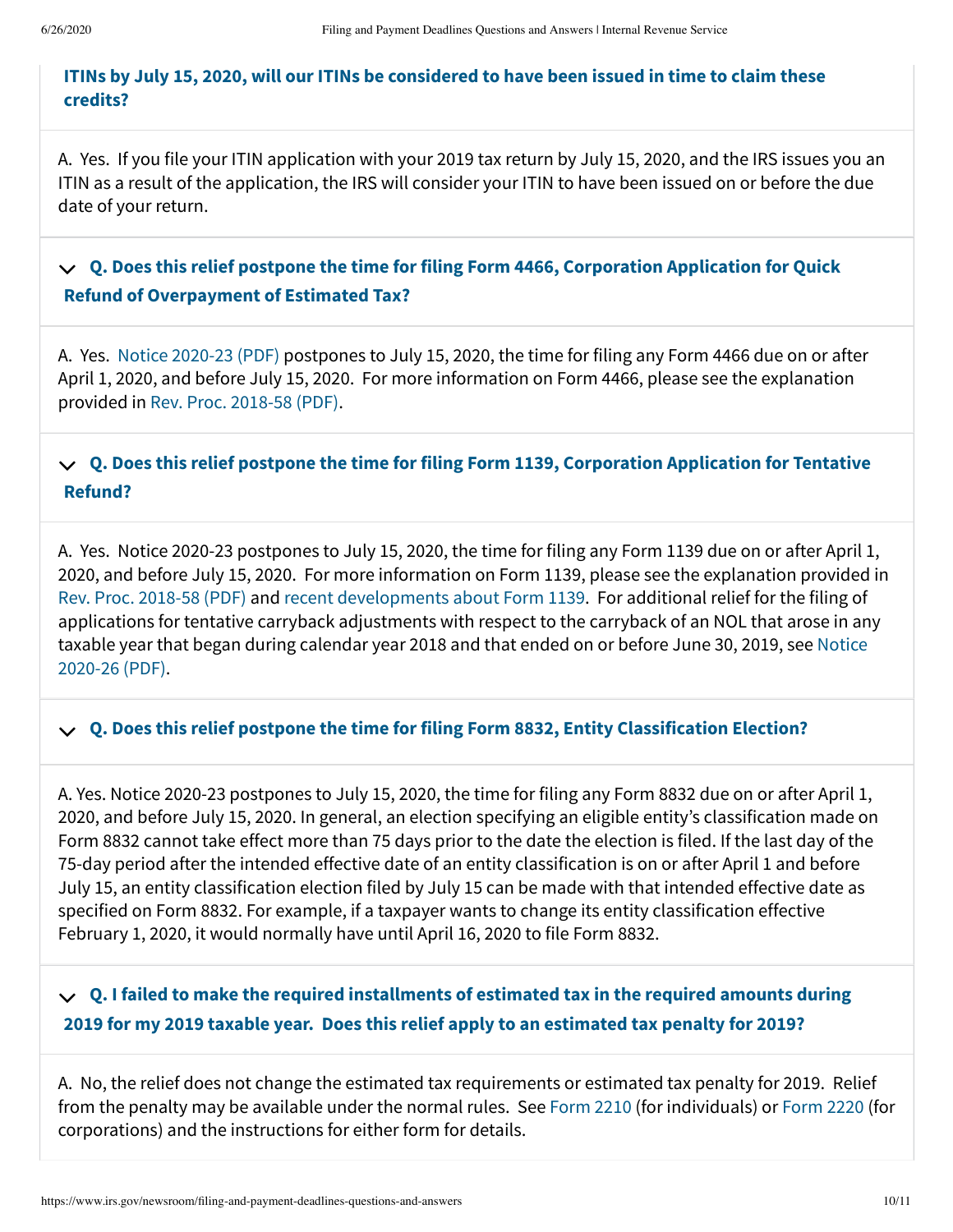**ITINs by July 15, 2020, will our ITINs be considered to have been issued in time to claim these credits?**

A. Yes. If you file your ITIN application with your 2019 tax return by July 15, 2020, and the IRS issues you an ITIN as a result of the application, the IRS will consider your ITIN to have been issued on or before the due date of your return.

**Q. Does this relief postpone the time for filing Form 4466, Corporation Application for Quick Refund of Overpayment of Estimated Tax?**

A. Yes. Notice 2020-23 (PDF) postpones to July 15, 2020, the time for filing any Form 4466 due on or after April 1, 2020, and before July 15, 2020. For more information on Form 4466, please see the explanation provided in Rev. Proc. 2018-58 (PDF).

**Q. Does this relief postpone the time for filing Form 1139, Corporation Application for Tentative Refund?**

A. Yes. Notice 2020-23 postpones to July 15, 2020, the time for filing any Form 1139 due on or after April 1, 2020, and before July 15, 2020. For more information on Form 1139, please see the explanation provided in Rev. Proc. 2018-58 (PDF) and recent developments about Form 1139. For additional relief for the filing of applications for tentative carryback adjustments with respect to the carryback of an NOL that arose in any taxable year that began during calendar year 2018 and that ended on or before June 30, 2019, see Notice 2020-26 (PDF).

**Q. Does this relief postpone the time for filing Form 8832, Entity Classification Election?**

A. Yes. Notice 2020-23 postpones to July 15, 2020, the time for filing any Form 8832 due on or after April 1, 2020, and before July 15, 2020. In general, an election specifying an eligible entity's classification made on Form 8832 cannot take effect more than 75 days prior to the date the election is filed. If the last day of the 75-day period after the intended effective date of an entity classification is on or after April 1 and before July 15, an entity classification election filed by July 15 can be made with that intended effective date as specified on Form 8832. For example, if a taxpayer wants to change its entity classification effective February 1, 2020, it would normally have until April 16, 2020 to file Form 8832.

**Q. I failed to make the required installments of estimated tax in the required amounts during 2019 for my 2019 taxable year. Does this relief apply to an estimated tax penalty for 2019?**

A. No, the relief does not change the estimated tax requirements or estimated tax penalty for 2019. Relief from the penalty may be available under the normal rules. See Form 2210 (for individuals) or Form 2220 (for corporations) and the instructions for either form for details.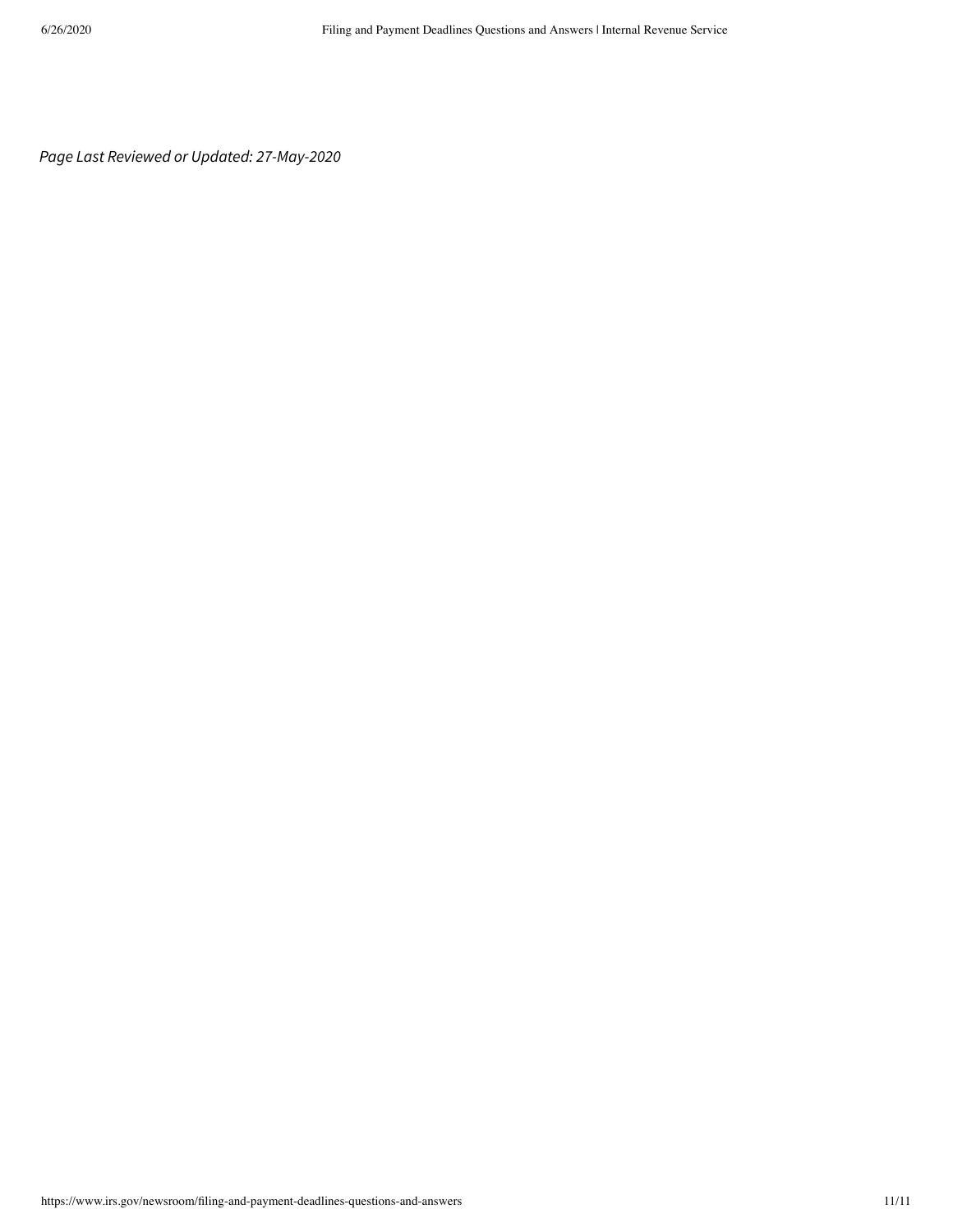*Page Last Reviewed or Updated: 27-May-2020*